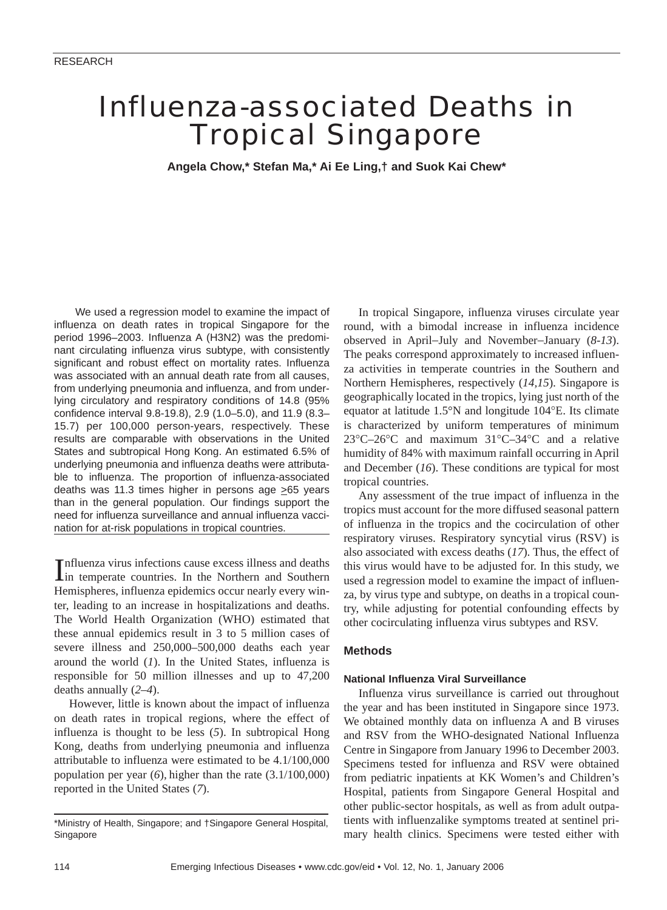RESEARCH

# Influenza-associated Deaths in Tropical Singapore

**Angela Chow,\* Stefan Ma,\* Ai Ee Ling,† and Suok Kai Chew\***

We used a regression model to examine the impact of influenza on death rates in tropical Singapore for the period 1996–2003. Influenza A (H3N2) was the predominant circulating influenza virus subtype, with consistently significant and robust effect on mortality rates. Influenza was associated with an annual death rate from all causes, from underlying pneumonia and influenza, and from underlying circulatory and respiratory conditions of 14.8 (95% confidence interval 9.8-19.8), 2.9 (1.0–5.0), and 11.9 (8.3–15.7) per 100,000 person-years, respectively. These results are comparable with observations in the United States and subtropical Hong Kong. An estimated 6.5% of underlying pneumonia and influenza deaths were attributable to influenza. The proportion of influenza-associated deaths was 11.3 times higher in persons age ≥65 years than in the general population. Our findings support the need for influenza surveillance and annual influenza vaccination for at-risk populations in tropical countries.

Influenza virus infections cause excess illness and deaths in temperate countries. In the Northern and Southern Hemispheres, influenza epidemics occur nearly every winter, leading to an increase in hospitalizations and deaths. The World Health Organization (WHO) estimated that these annual epidemics result in 3 to 5 million cases of severe illness and 250,000–500,000 deaths each year around the world (*1*). In the United States, influenza is responsible for 50 million illnesses and up to 47,200 deaths annually (*2–4*).

However, little is known about the impact of influenza on death rates in tropical regions, where the effect of influenza is thought to be less (*5*). In subtropical Hong Kong, deaths from underlying pneumonia and influenza attributable to influenza were estimated to be 4.1/100,000 population per year (*6*), higher than the rate (3.1/100,000) reported in the United States (*7*).

\*Ministry of Health, Singapore; and †Singapore General Hospital, Singapore

In tropical Singapore, influenza viruses circulate year round, with a bimodal increase in influenza incidence observed in April–July and November–January (*8-13*). The peaks correspond approximately to increased influenza activities in temperate countries in the Southern and Northern Hemispheres, respectively (*14,15*). Singapore is geographically located in the tropics, lying just north of the equator at latitude 1.5°N and longitude 104°E. Its climate is characterized by uniform temperatures of minimum 23°C–26°C and maximum 31°C–34°C and a relative humidity of 84% with maximum rainfall occurring in April and December (*16*). These conditions are typical for most tropical countries.

Any assessment of the true impact of influenza in the tropics must account for the more diffused seasonal pattern of influenza in the tropics and the cocirculation of other respiratory viruses. Respiratory syncytial virus (RSV) is also associated with excess deaths (*17*). Thus, the effect of this virus would have to be adjusted for. In this study, we used a regression model to examine the impact of influenza, by virus type and subtype, on deaths in a tropical country, while adjusting for potential confounding effects by other cocirculating influenza virus subtypes and RSV.

## Methods

### National Influenza Viral Surveillance

Influenza virus surveillance is carried out throughout the year and has been instituted in Singapore since 1973. We obtained monthly data on influenza A and B viruses and RSV from the WHO-designated National Influenza Centre in Singapore from January 1996 to December 2003. Specimens tested for influenza and RSV were obtained from pediatric inpatients at KK Women's and Children's Hospital, patients from Singapore General Hospital and other public-sector hospitals, as well as from adult outpatients with influenzalike symptoms treated at sentinel primary health clinics. Specimens were tested either with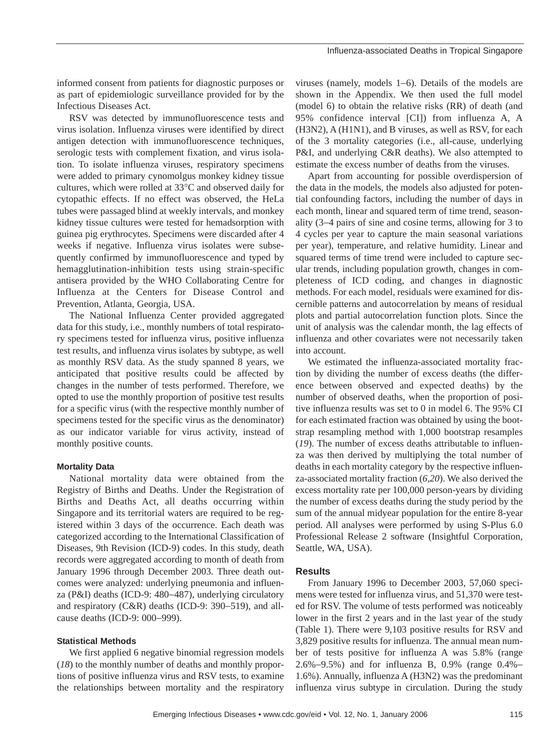informed consent from patients for diagnostic purposes or as part of epidemiologic surveillance provided for by the Infectious Diseases Act.

RSV was detected by immunofluorescence tests and virus isolation. Influenza viruses were identified by direct antigen detection with immunofluorescence techniques, serologic tests with complement fixation, and virus isolation. To isolate influenza viruses, respiratory specimens were added to primary cynomolgus monkey kidney tissue cultures, which were rolled at 33°C and observed daily for cytopathic effects. If no effect was observed, the HeLa tubes were passaged blind at weekly intervals, and monkey kidney tissue cultures were tested for hemadsorption with guinea pig erythrocytes. Specimens were discarded after 4 weeks if negative. Influenza virus isolates were subsequently confirmed by immunofluorescence and typed by hemagglutination-inhibition tests using strain-specific antisera provided by the WHO Collaborating Centre for Influenza at the Centers for Disease Control and Prevention, Atlanta, Georgia, USA.

The National Influenza Center provided aggregated data for this study, i.e., monthly numbers of total respiratory specimens tested for influenza virus, positive influenza test results, and influenza virus isolates by subtype, as well as monthly RSV data. As the study spanned 8 years, we anticipated that positive results could be affected by changes in the number of tests performed. Therefore, we opted to use the monthly proportion of positive test results for a specific virus (with the respective monthly number of specimens tested for the specific virus as the denominator) as our indicator variable for virus activity, instead of monthly positive counts.

#### Mortality Data

National mortality data were obtained from the Registry of Births and Deaths. Under the Registration of Births and Deaths Act, all deaths occurring within Singapore and its territorial waters are required to be registered within 3 days of the occurrence. Each death was categorized according to the International Classification of Diseases, 9th Revision (ICD-9) codes. In this study, death records were aggregated according to month of death from January 1996 through December 2003. Three death outcomes were analyzed: underlying pneumonia and influenza (P&I) deaths (ICD-9: 480–487), underlying circulatory and respiratory (C&R) deaths (ICD-9: 390–519), and all-cause deaths (ICD-9: 000–999).

#### Statistical Methods

We first applied 6 negative binomial regression models (*18*) to the monthly number of deaths and monthly proportions of positive influenza virus and RSV tests, to examine the relationships between mortality and the respiratory viruses (namely, models 1–6). Details of the models are shown in the Appendix. We then used the full model (model 6) to obtain the relative risks (RR) of death (and 95% confidence interval [CI]) from influenza A, A (H3N2), A (H1N1), and B viruses, as well as RSV, for each of the 3 mortality categories (i.e., all-cause, underlying P&I, and underlying C&R deaths). We also attempted to estimate the excess number of deaths from the viruses.

Apart from accounting for possible overdispersion of the data in the models, the models also adjusted for potential confounding factors, including the number of days in each month, linear and squared term of time trend, seasonality (3–4 pairs of sine and cosine terms, allowing for 3 to 4 cycles per year to capture the main seasonal variations per year), temperature, and relative humidity. Linear and squared terms of time trend were included to capture secular trends, including population growth, changes in completeness of ICD coding, and changes in diagnostic methods. For each model, residuals were examined for discernible patterns and autocorrelation by means of residual plots and partial autocorrelation function plots. Since the unit of analysis was the calendar month, the lag effects of influenza and other covariates were not necessarily taken into account.

We estimated the influenza-associated mortality fraction by dividing the number of excess deaths (the difference between observed and expected deaths) by the number of observed deaths, when the proportion of positive influenza results was set to 0 in model 6. The 95% CI for each estimated fraction was obtained by using the bootstrap resampling method with 1,000 bootstrap resamples (*19*). The number of excess deaths attributable to influenza was then derived by multiplying the total number of deaths in each mortality category by the respective influenza-associated mortality fraction (*6,20*). We also derived the excess mortality rate per 100,000 person-years by dividing the number of excess deaths during the study period by the sum of the annual midyear population for the entire 8-year period. All analyses were performed by using S-Plus 6.0 Professional Release 2 software (Insightful Corporation, Seattle, WA, USA).

### Results

From January 1996 to December 2003, 57,060 specimens were tested for influenza virus, and 51,370 were tested for RSV. The volume of tests performed was noticeably lower in the first 2 years and in the last year of the study (Table 1). There were 9,103 positive results for RSV and 3,829 positive results for influenza. The annual mean number of tests positive for influenza A was 5.8% (range 2.6%–9.5%) and for influenza B, 0.9% (range 0.4%–1.6%). Annually, influenza A (H3N2) was the predominant influenza virus subtype in circulation. During the study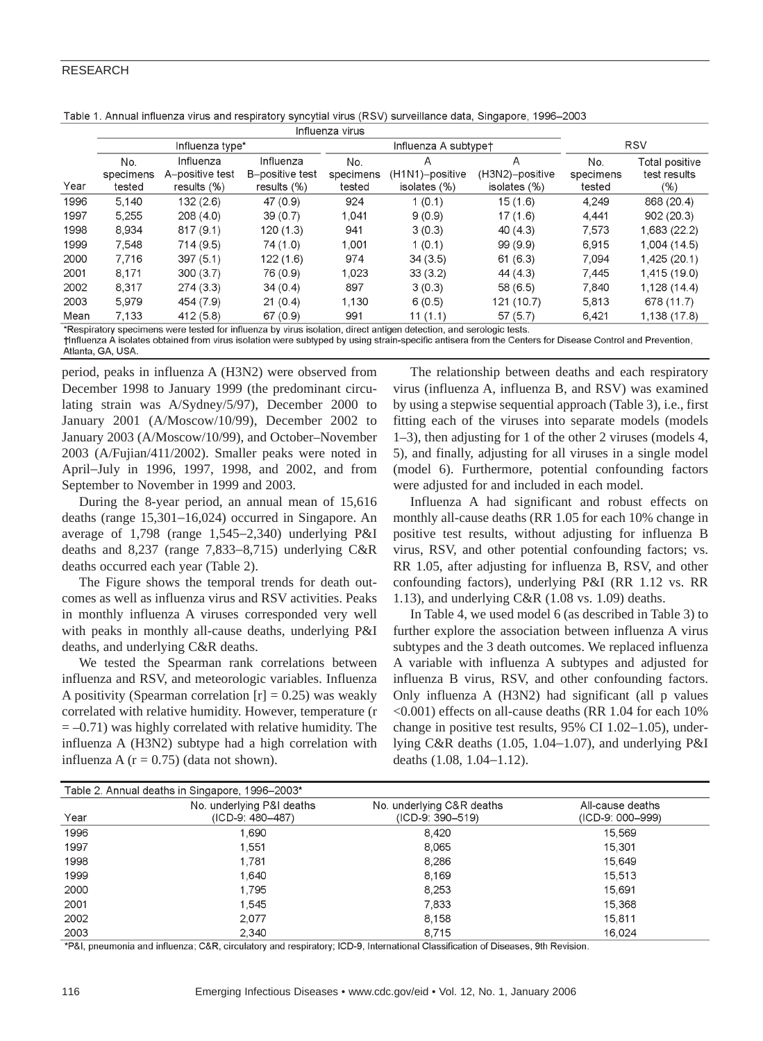Table 1. Annual influenza virus and respiratory syncytial virus (RSV) surveillance data, Singapore, 1996–2003

| | Influenza virus | | | | | | RSV | |
|---|---|---|---|---|---|---|---|---|
| | Influenza type* | | | Influenza A subtype† | | | | |
| Year | No. specimens tested | Influenza A–positive test results (%) | Influenza B–positive test results (%) | No. specimens tested | A (H1N1)–positive isolates (%) | A (H3N2)–positive isolates (%) | No. specimens tested | Total positive test results (%) |
| 1996 | 5,140 | 132 (2.6) | 47 (0.9) | 924 | 1 (0.1) | 15 (1.6) | 4,249 | 868 (20.4) |
| 1997 | 5,255 | 208 (4.0) | 39 (0.7) | 1,041 | 9 (0.9) | 17 (1.6) | 4,441 | 902 (20.3) |
| 1998 | 8,934 | 817 (9.1) | 120 (1.3) | 941 | 3 (0.3) | 40 (4.3) | 7,573 | 1,683 (22.2) |
| 1999 | 7,548 | 714 (9.5) | 74 (1.0) | 1,001 | 1 (0.1) | 99 (9.9) | 6,915 | 1,004 (14.5) |
| 2000 | 7,716 | 397 (5.1) | 122 (1.6) | 974 | 34 (3.5) | 61 (6.3) | 7,094 | 1,425 (20.1) |
| 2001 | 8,171 | 300 (3.7) | 76 (0.9) | 1,023 | 33 (3.2) | 44 (4.3) | 7,445 | 1,415 (19.0) |
| 2002 | 8,317 | 274 (3.3) | 34 (0.4) | 897 | 3 (0.3) | 58 (6.5) | 7,840 | 1,128 (14.4) |
| 2003 | 5,979 | 454 (7.9) | 21 (0.4) | 1,130 | 6 (0.5) | 121 (10.7) | 5,813 | 678 (11.7) |
| Mean | 7,133 | 412 (5.8) | 67 (0.9) | 991 | 11 (1.1) | 57 (5.7) | 6,421 | 1,138 (17.8) |

*Respiratory specimens were tested for influenza by virus isolation, direct antigen detection, and serologic tests.
†Influenza A isolates obtained from virus isolation were subtyped by using strain-specific antisera from the Centers for Disease Control and Prevention, Atlanta, GA, USA.

period, peaks in influenza A (H3N2) were observed from December 1998 to January 1999 (the predominant circulating strain was A/Sydney/5/97), December 2000 to January 2001 (A/Moscow/10/99), December 2002 to January 2003 (A/Moscow/10/99), and October–November 2003 (A/Fujian/411/2002). Smaller peaks were noted in April–July in 1996, 1997, 1998, and 2002, and from September to November in 1999 and 2003.

During the 8-year period, an annual mean of 15,616 deaths (range 15,301–16,024) occurred in Singapore. An average of 1,798 (range 1,545–2,340) underlying P&I deaths and 8,237 (range 7,833–8,715) underlying C&R deaths occurred each year (Table 2).

The Figure shows the temporal trends for death outcomes as well as influenza virus and RSV activities. Peaks in monthly influenza A viruses corresponded very well with peaks in monthly all-cause deaths, underlying P&I deaths, and underlying C&R deaths.

We tested the Spearman rank correlations between influenza and RSV, and meteorologic variables. Influenza A positivity (Spearman correlation [r] = 0.25) was weakly correlated with relative humidity. However, temperature (r = –0.71) was highly correlated with relative humidity. The influenza A (H3N2) subtype had a high correlation with influenza A (r = 0.75) (data not shown).

The relationship between deaths and each respiratory virus (influenza A, influenza B, and RSV) was examined by using a stepwise sequential approach (Table 3), i.e., first fitting each of the viruses into separate models (models 1–3), then adjusting for 1 of the other 2 viruses (models 4, 5), and finally, adjusting for all viruses in a single model (model 6). Furthermore, potential confounding factors were adjusted for and included in each model.

Influenza A had significant and robust effects on monthly all-cause deaths (RR 1.05 for each 10% change in positive test results, without adjusting for influenza B virus, RSV, and other potential confounding factors; vs. RR 1.05, after adjusting for influenza B, RSV, and other confounding factors), underlying P&I (RR 1.12 vs. RR 1.13), and underlying C&R (1.08 vs. 1.09) deaths.

In Table 4, we used model 6 (as described in Table 3) to further explore the association between influenza A virus subtypes and the 3 death outcomes. We replaced influenza A variable with influenza A subtypes and adjusted for influenza B virus, RSV, and other confounding factors. Only influenza A (H3N2) had significant (all p values <0.001) effects on all-cause deaths (RR 1.04 for each 10% change in positive test results, 95% CI 1.02–1.05), underlying C&R deaths (1.05, 1.04–1.07), and underlying P&I deaths (1.08, 1.04–1.12).

Table 2. Annual deaths in Singapore, 1996–2003*

| Year | No. underlying P&I deaths (ICD-9: 480–487) | No. underlying C&R deaths (ICD-9: 390–519) | All-cause deaths (ICD-9: 000–999) |
|---|---|---|---|
| 1996 | 1,690 | 8,420 | 15,569 |
| 1997 | 1,551 | 8,065 | 15,301 |
| 1998 | 1,781 | 8,286 | 15,649 |
| 1999 | 1,640 | 8,169 | 15,513 |
| 2000 | 1,795 | 8,253 | 15,691 |
| 2001 | 1,545 | 7,833 | 15,368 |
| 2002 | 2,077 | 8,158 | 15,811 |
| 2003 | 2,340 | 8,715 | 16,024 |

*P&I, pneumonia and influenza; C&R, circulatory and respiratory; ICD-9, International Classification of Diseases, 9th Revision.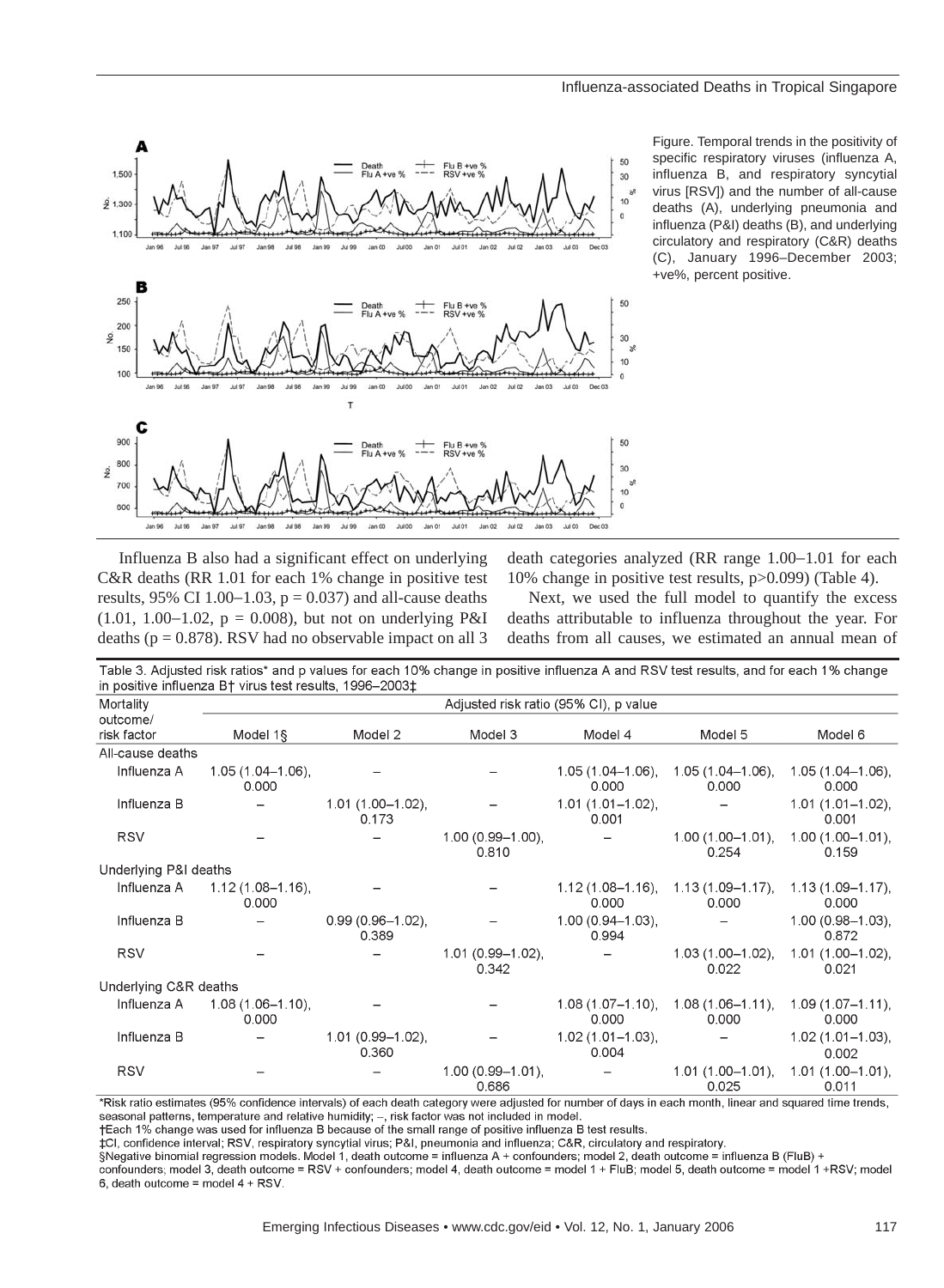Figure. Temporal trends in the positivity of specific respiratory viruses (influenza A, influenza B, and respiratory syncytial virus [RSV]) and the number of all-cause deaths (A), underlying pneumonia and influenza (P&I) deaths (B), and underlying circulatory and respiratory (C&R) deaths (C), January 1996–December 2003; +ve%, percent positive.

Influenza B also had a significant effect on underlying C&R deaths (RR 1.01 for each 1% change in positive test results, 95% CI 1.00–1.03, p = 0.037) and all-cause deaths (1.01, 1.00–1.02, p = 0.008), but not on underlying P&I deaths (p = 0.878). RSV had no observable impact on all 3 death categories analyzed (RR range 1.00–1.01 for each 10% change in positive test results, p>0.099) (Table 4).

Next, we used the full model to quantify the excess deaths attributable to influenza throughout the year. For deaths from all causes, we estimated an annual mean of

Table 3. Adjusted risk ratios* and p values for each 10% change in positive influenza A and RSV test results, and for each 1% change in positive influenza B† virus test results, 1996–2003‡

| Mortality outcome/ risk factor | Adjusted risk ratio (95% CI), p value | | | | | |
|---|---|---|---|---|---|---|
| | Model 1§ | Model 2 | Model 3 | Model 4 | Model 5 | Model 6 |
| All-cause deaths | | | | | | |
| Influenza A | 1.05 (1.04–1.06), 0.000 | – | – | 1.05 (1.04–1.06), 0.000 | 1.05 (1.04–1.06), 0.000 | 1.05 (1.04–1.06), 0.000 |
| Influenza B | – | 1.01 (1.00–1.02), 0.173 | – | 1.01 (1.01–1.02), 0.001 | – | 1.01 (1.01–1.02), 0.001 |
| RSV | – | – | 1.00 (0.99–1.00), 0.810 | – | 1.00 (1.00–1.01), 0.254 | 1.00 (1.00–1.01), 0.159 |
| Underlying P&I deaths | | | | | | |
| Influenza A | 1.12 (1.08–1.16), 0.000 | – | – | 1.12 (1.08–1.16), 0.000 | 1.13 (1.09–1.17), 0.000 | 1.13 (1.09–1.17), 0.000 |
| Influenza B | – | 0.99 (0.96–1.02), 0.389 | – | 1.00 (0.94–1.03), 0.994 | – | 1.00 (0.98–1.03), 0.872 |
| RSV | – | – | 1.01 (0.99–1.02), 0.342 | – | 1.03 (1.00–1.02), 0.022 | 1.01 (1.00–1.02), 0.021 |
| Underlying C&R deaths | | | | | | |
| Influenza A | 1.08 (1.06–1.10), 0.000 | – | – | 1.08 (1.07–1.10), 0.000 | 1.08 (1.06–1.11), 0.000 | 1.09 (1.07–1.11), 0.000 |
| Influenza B | – | 1.01 (0.99–1.02), 0.360 | – | 1.02 (1.01–1.03), 0.004 | – | 1.02 (1.01–1.03), 0.002 |
| RSV | – | – | 1.00 (0.99–1.01), 0.686 | – | 1.01 (1.00–1.01), 0.025 | 1.01 (1.00–1.01), 0.011 |

*Risk ratio estimates (95% confidence intervals) of each death category were adjusted for number of days in each month, linear and squared time trends, seasonal patterns, temperature and relative humidity; –, risk factor was not included in model.
†Each 1% change was used for influenza B because of the small range of positive influenza B test results.
‡CI, confidence interval; RSV, respiratory syncytial virus; P&I, pneumonia and influenza; C&R, circulatory and respiratory.
§Negative binomial regression models. Model 1, death outcome = influenza A + confounders; model 2, death outcome = influenza B (FluB) + confounders; model 3, death outcome = RSV + confounders; model 4, death outcome = model 1 + FluB; model 5, death outcome = model 1 +RSV; model 6, death outcome = model 4 + RSV.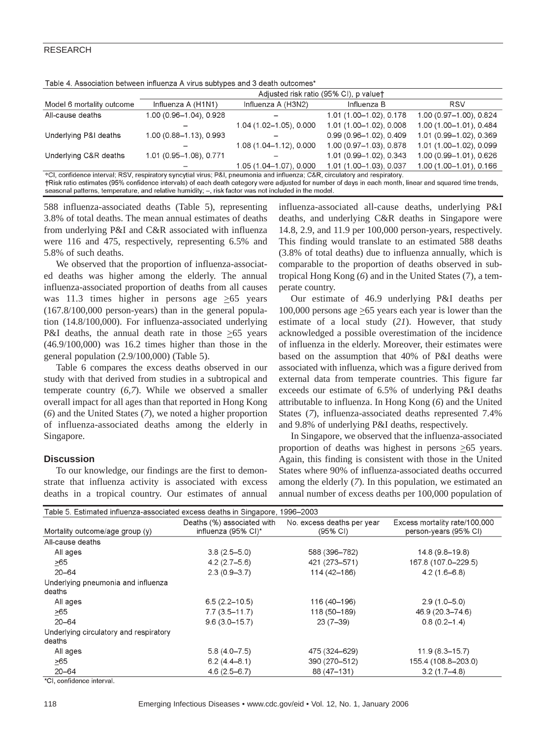Table 4. Association between influenza A virus subtypes and 3 death outcomes*

| Model 6 mortality outcome | Influenza A (H1N1) | Influenza A (H3N2) | Influenza B | RSV |
|---|---|---|---|---|
| | Adjusted risk ratio (95% CI), p value† | | | |
| All-cause deaths | 1.00 (0.96–1.04), 0.928 | – | 1.01 (1.00–1.02), 0.178 | 1.00 (0.97–1.00), 0.824 |
| | – | 1.04 (1.02–1.05), 0.000 | 1.01 (1.00–1.02), 0.008 | 1.00 (1.00–1.01), 0.484 |
| Underlying P&I deaths | 1.00 (0.88–1.13), 0.993 | – | 0.99 (0.96–1.02), 0.409 | 1.01 (0.99–1.02), 0.369 |
| | – | 1.08 (1.04–1.12), 0.000 | 1.00 (0.97–1.03), 0.878 | 1.01 (1.00–1.02), 0.099 |
| Underlying C&R deaths | 1.01 (0.95–1.08), 0.771 | – | 1.01 (0.99–1.02), 0.343 | 1.00 (0.99–1.01), 0.626 |
| | – | 1.05 (1.04–1.07), 0.000 | 1.01 (1.00–1.03), 0.037 | 1.00 (1.00–1.01), 0.166 |

*CI, confidence interval; RSV, respiratory syncytial virus; P&I, pneumonia and influenza; C&R, circulatory and respiratory.
†Risk ratio estimates (95% confidence intervals) of each death category were adjusted for number of days in each month, linear and squared time trends, seasonal patterns, temperature, and relative humidity; –, risk factor was not included in the model.

588 influenza-associated deaths (Table 5), representing 3.8% of total deaths. The mean annual estimates of deaths from underlying P&I and C&R associated with influenza were 116 and 475, respectively, representing 6.5% and 5.8% of such deaths.

We observed that the proportion of influenza-associated deaths was higher among the elderly. The annual influenza-associated proportion of deaths from all causes was 11.3 times higher in persons age ≥65 years (167.8/100,000 person-years) than in the general population (14.8/100,000). For influenza-associated underlying P&I deaths, the annual death rate in those ≥65 years (46.9/100,000) was 16.2 times higher than those in the general population (2.9/100,000) (Table 5).

Table 6 compares the excess deaths observed in our study with that derived from studies in a subtropical and temperate country (*6,7*). While we observed a smaller overall impact for all ages than that reported in Hong Kong (*6*) and the United States (*7*), we noted a higher proportion of influenza-associated deaths among the elderly in Singapore.

## Discussion

To our knowledge, our findings are the first to demonstrate that influenza activity is associated with excess deaths in a tropical country. Our estimates of annual influenza-associated all-cause deaths, underlying P&I deaths, and underlying C&R deaths in Singapore were 14.8, 2.9, and 11.9 per 100,000 person-years, respectively. This finding would translate to an estimated 588 deaths (3.8% of total deaths) due to influenza annually, which is comparable to the proportion of deaths observed in subtropical Hong Kong (*6*) and in the United States (*7*), a temperate country.

Our estimate of 46.9 underlying P&I deaths per 100,000 persons age ≥65 years each year is lower than the estimate of a local study (*21*). However, that study acknowledged a possible overestimation of the incidence of influenza in the elderly. Moreover, their estimates were based on the assumption that 40% of P&I deaths were associated with influenza, which was a figure derived from external data from temperate countries. This figure far exceeds our estimate of 6.5% of underlying P&I deaths attributable to influenza. In Hong Kong (*6*) and the United States (*7*), influenza-associated deaths represented 7.4% and 9.8% of underlying P&I deaths, respectively.

In Singapore, we observed that the influenza-associated proportion of deaths was highest in persons ≥65 years. Again, this finding is consistent with those in the United States where 90% of influenza-associated deaths occurred among the elderly (*7*). In this population, we estimated an annual number of excess deaths per 100,000 population of

Table 5. Estimated influenza-associated excess deaths in Singapore, 1996–2003

| Mortality outcome/age group (y) | Deaths (%) associated with influenza (95% CI)* | No. excess deaths per year (95% CI) | Excess mortality rate/100,000 person-years (95% CI) |
|---|---|---|---|
| All-cause deaths | | | |
| All ages | 3.8 (2.5–5.0) | 588 (396–782) | 14.8 (9.8–19.8) |
| ≥65 | 4.2 (2.7–5.6) | 421 (273–571) | 167.8 (107.0–229.5) |
| 20–64 | 2.3 (0.9–3.7) | 114 (42–186) | 4.2 (1.6–6.8) |
| Underlying pneumonia and influenza deaths | | | |
| All ages | 6.5 (2.2–10.5) | 116 (40–196) | 2.9 (1.0–5.0) |
| ≥65 | 7.7 (3.5–11.7) | 118 (50–189) | 46.9 (20.3–74.6) |
| 20–64 | 9.6 (3.0–15.7) | 23 (7–39) | 0.8 (0.2–1.4) |
| Underlying circulatory and respiratory deaths | | | |
| All ages | 5.8 (4.0–7.5) | 475 (324–629) | 11.9 (8.3–15.7) |
| ≥65 | 6.2 (4.4–8.1) | 390 (270–512) | 155.4 (108.8–203.0) |
| 20–64 | 4.6 (2.5–6.7) | 88 (47–131) | 3.2 (1.7–4.8) |

*CI, confidence interval.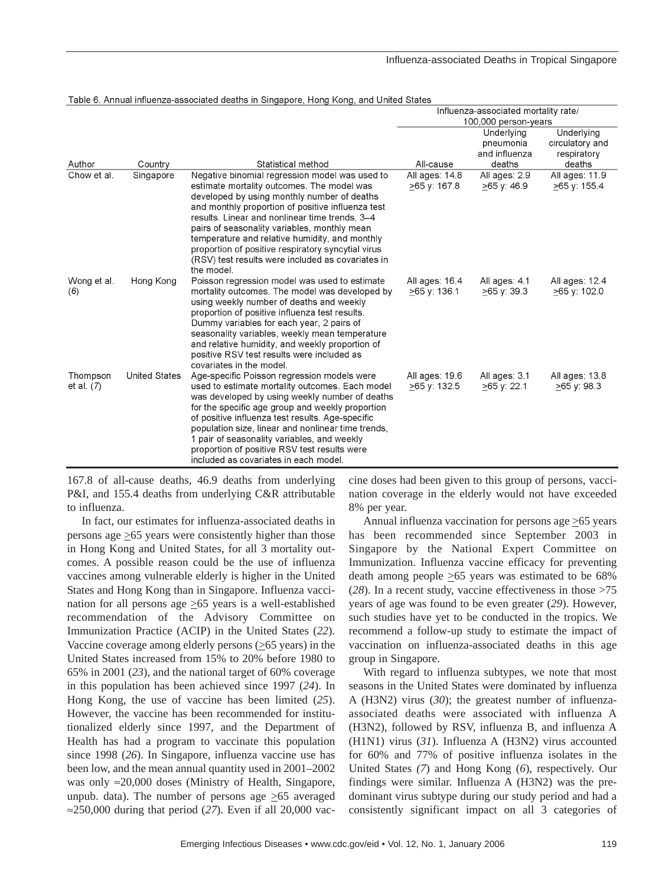Table 6. Annual influenza-associated deaths in Singapore, Hong Kong, and United States

| Author | Country | Statistical method | Influenza-associated mortality rate/ 100,000 person-years | | |
|---|---|---|---|---|---|
| | | | All-cause | Underlying pneumonia and influenza deaths | Underlying circulatory and respiratory deaths |
| Chow et al. | Singapore | Negative binomial regression model was used to estimate mortality outcomes. The model was developed by using monthly number of deaths and monthly proportion of positive influenza test results. Linear and nonlinear time trends, 3–4 pairs of seasonality variables, monthly mean temperature and relative humidity, and monthly proportion of positive respiratory syncytial virus (RSV) test results were included as covariates in the model. | All ages: 14.8 ≥65 y: 167.8 | All ages: 2.9 ≥65 y: 46.9 | All ages: 11.9 ≥65 y: 155.4 |
| Wong et al. (*6*) | Hong Kong | Poisson regression model was used to estimate mortality outcomes. The model was developed by using weekly number of deaths and weekly proportion of positive influenza test results. Dummy variables for each year, 2 pairs of seasonality variables, weekly mean temperature and relative humidity, and weekly proportion of positive RSV test results were included as covariates in the model. | All ages: 16.4 ≥65 y: 136.1 | All ages: 4.1 ≥65 y: 39.3 | All ages: 12.4 ≥65 y: 102.0 |
| Thompson et al. (*7*) | United States | Age-specific Poisson regression models were used to estimate mortality outcomes. Each model was developed by using weekly number of deaths for the specific age group and weekly proportion of positive influenza test results. Age-specific population size, linear and nonlinear time trends, 1 pair of seasonality variables, and weekly proportion of positive RSV test results were included as covariates in each model. | All ages: 19.6 ≥65 y: 132.5 | All ages: 3.1 ≥65 y: 22.1 | All ages: 13.8 ≥65 y: 98.3 |

167.8 of all-cause deaths, 46.9 deaths from underlying P&I, and 155.4 deaths from underlying C&R attributable to influenza.

In fact, our estimates for influenza-associated deaths in persons age ≥65 years were consistently higher than those in Hong Kong and United States, for all 3 mortality outcomes. A possible reason could be the use of influenza vaccines among vulnerable elderly is higher in the United States and Hong Kong than in Singapore. Influenza vaccination for all persons age ≥65 years is a well-established recommendation of the Advisory Committee on Immunization Practice (ACIP) in the United States (*22*). Vaccine coverage among elderly persons (≥65 years) in the United States increased from 15% to 20% before 1980 to 65% in 2001 (*23*), and the national target of 60% coverage in this population has been achieved since 1997 (*24*). In Hong Kong, the use of vaccine has been limited (*25*). However, the vaccine has been recommended for institutionalized elderly since 1997, and the Department of Health has had a program to vaccinate this population since 1998 (*26*). In Singapore, influenza vaccine use has been low, and the mean annual quantity used in 2001–2002 was only ≈20,000 doses (Ministry of Health, Singapore, unpub. data). The number of persons age ≥65 averaged ≈250,000 during that period (*27*). Even if all 20,000 vaccine doses had been given to this group of persons, vaccination coverage in the elderly would not have exceeded 8% per year.

Annual influenza vaccination for persons age ≥65 years has been recommended since September 2003 in Singapore by the National Expert Committee on Immunization. Influenza vaccine efficacy for preventing death among people ≥65 years was estimated to be 68% (*28*). In a recent study, vaccine effectiveness in those >75 years of age was found to be even greater (*29*). However, such studies have yet to be conducted in the tropics. We recommend a follow-up study to estimate the impact of vaccination on influenza-associated deaths in this age group in Singapore.

With regard to influenza subtypes, we note that most seasons in the United States were dominated by influenza A (H3N2) virus (*30*); the greatest number of influenza-associated deaths were associated with influenza A (H3N2), followed by RSV, influenza B, and influenza A (H1N1) virus (*31*). Influenza A (H3N2) virus accounted for 60% and 77% of positive influenza isolates in the United States (*7*) and Hong Kong (*6*), respectively. Our findings were similar. Influenza A (H3N2) was the predominant virus subtype during our study period and had a consistently significant impact on all 3 categories of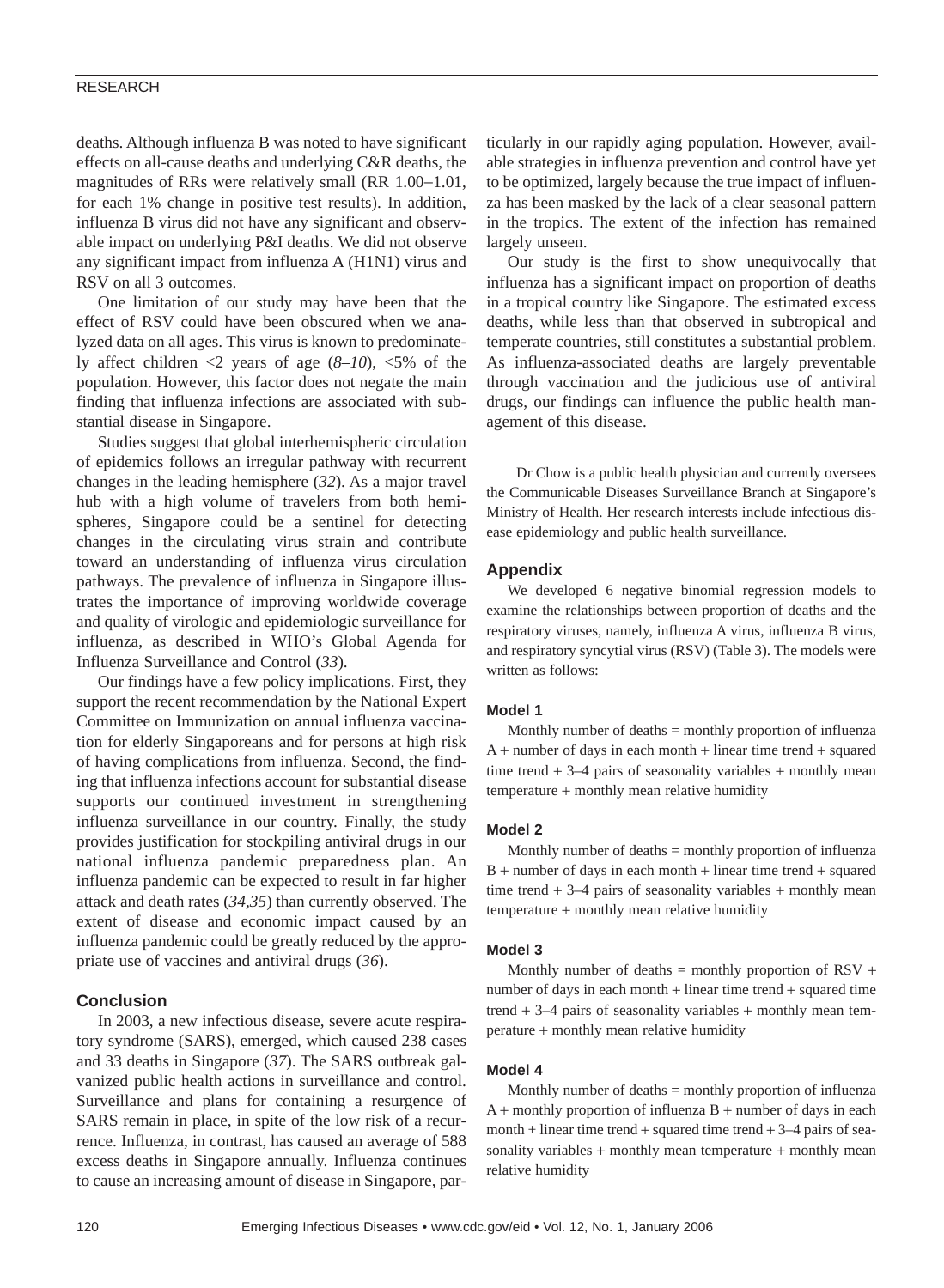deaths. Although influenza B was noted to have significant effects on all-cause deaths and underlying C&R deaths, the magnitudes of RRs were relatively small (RR 1.00–1.01, for each 1% change in positive test results). In addition, influenza B virus did not have any significant and observable impact on underlying P&I deaths. We did not observe any significant impact from influenza A (H1N1) virus and RSV on all 3 outcomes.

One limitation of our study may have been that the effect of RSV could have been obscured when we analyzed data on all ages. This virus is known to predominately affect children <2 years of age (*8–10*), <5% of the population. However, this factor does not negate the main finding that influenza infections are associated with substantial disease in Singapore.

Studies suggest that global interhemispheric circulation of epidemics follows an irregular pathway with recurrent changes in the leading hemisphere (*32*). As a major travel hub with a high volume of travelers from both hemispheres, Singapore could be a sentinel for detecting changes in the circulating virus strain and contribute toward an understanding of influenza virus circulation pathways. The prevalence of influenza in Singapore illustrates the importance of improving worldwide coverage and quality of virologic and epidemiologic surveillance for influenza, as described in WHO's Global Agenda for Influenza Surveillance and Control (*33*).

Our findings have a few policy implications. First, they support the recent recommendation by the National Expert Committee on Immunization on annual influenza vaccination for elderly Singaporeans and for persons at high risk of having complications from influenza. Second, the finding that influenza infections account for substantial disease supports our continued investment in strengthening influenza surveillance in our country. Finally, the study provides justification for stockpiling antiviral drugs in our national influenza pandemic preparedness plan. An influenza pandemic can be expected to result in far higher attack and death rates (*34,35*) than currently observed. The extent of disease and economic impact caused by an influenza pandemic could be greatly reduced by the appropriate use of vaccines and antiviral drugs (*36*).

## Conclusion

In 2003, a new infectious disease, severe acute respiratory syndrome (SARS), emerged, which caused 238 cases and 33 deaths in Singapore (*37*). The SARS outbreak galvanized public health actions in surveillance and control. Surveillance and plans for containing a resurgence of SARS remain in place, in spite of the low risk of a recurrence. Influenza, in contrast, has caused an average of 588 excess deaths in Singapore annually. Influenza continues to cause an increasing amount of disease in Singapore, particularly in our rapidly aging population. However, available strategies in influenza prevention and control have yet to be optimized, largely because the true impact of influenza has been masked by the lack of a clear seasonal pattern in the tropics. The extent of the infection has remained largely unseen.

Our study is the first to show unequivocally that influenza has a significant impact on proportion of deaths in a tropical country like Singapore. The estimated excess deaths, while less than that observed in subtropical and temperate countries, still constitutes a substantial problem. As influenza-associated deaths are largely preventable through vaccination and the judicious use of antiviral drugs, our findings can influence the public health management of this disease.

Dr Chow is a public health physician and currently oversees the Communicable Diseases Surveillance Branch at Singapore's Ministry of Health. Her research interests include infectious disease epidemiology and public health surveillance.

## Appendix

We developed 6 negative binomial regression models to examine the relationships between proportion of deaths and the respiratory viruses, namely, influenza A virus, influenza B virus, and respiratory syncytial virus (RSV) (Table 3). The models were written as follows:

### Model 1

Monthly number of deaths = monthly proportion of influenza A + number of days in each month + linear time trend + squared time trend + 3–4 pairs of seasonality variables + monthly mean temperature + monthly mean relative humidity

### Model 2

Monthly number of deaths = monthly proportion of influenza B + number of days in each month + linear time trend + squared time trend + 3–4 pairs of seasonality variables + monthly mean temperature + monthly mean relative humidity

### Model 3

Monthly number of deaths = monthly proportion of RSV + number of days in each month + linear time trend + squared time trend + 3–4 pairs of seasonality variables + monthly mean temperature + monthly mean relative humidity

### Model 4

Monthly number of deaths = monthly proportion of influenza A + monthly proportion of influenza B + number of days in each month + linear time trend + squared time trend + 3–4 pairs of seasonality variables + monthly mean temperature + monthly mean relative humidity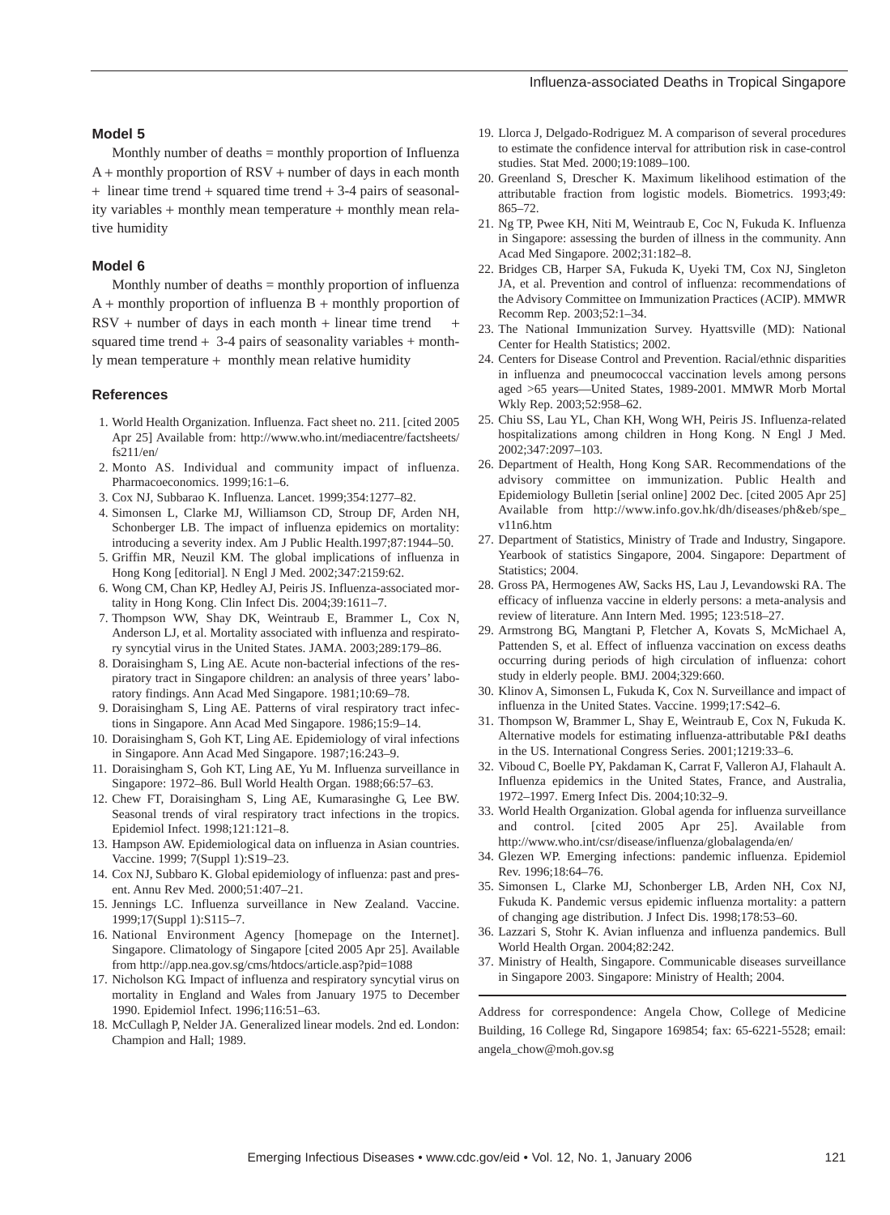### Model 5

Monthly number of deaths = monthly proportion of Influenza A + monthly proportion of RSV + number of days in each month + linear time trend + squared time trend + 3-4 pairs of seasonality variables + monthly mean temperature + monthly mean relative humidity

### Model 6

Monthly number of deaths = monthly proportion of influenza A + monthly proportion of influenza B + monthly proportion of RSV + number of days in each month + linear time trend + squared time trend + 3-4 pairs of seasonality variables + monthly mean temperature + monthly mean relative humidity

## References

1. World Health Organization. Influenza. Fact sheet no. 211. [cited 2005 Apr 25] Available from: http://www.who.int/mediacentre/factsheets/fs211/en/
2. Monto AS. Individual and community impact of influenza. Pharmacoeconomics. 1999;16:1–6.
3. Cox NJ, Subbarao K. Influenza. Lancet. 1999;354:1277–82.
4. Simonsen L, Clarke MJ, Williamson CD, Stroup DF, Arden NH, Schonberger LB. The impact of influenza epidemics on mortality: introducing a severity index. Am J Public Health.1997;87:1944–50.
5. Griffin MR, Neuzil KM. The global implications of influenza in Hong Kong [editorial]. N Engl J Med. 2002;347:2159:62.
6. Wong CM, Chan KP, Hedley AJ, Peiris JS. Influenza-associated mortality in Hong Kong. Clin Infect Dis. 2004;39:1611–7.
7. Thompson WW, Shay DK, Weintraub E, Brammer L, Cox N, Anderson LJ, et al. Mortality associated with influenza and respiratory syncytial virus in the United States. JAMA. 2003;289:179–86.
8. Doraisingham S, Ling AE. Acute non-bacterial infections of the respiratory tract in Singapore children: an analysis of three years' laboratory findings. Ann Acad Med Singapore. 1981;10:69–78.
9. Doraisingham S, Ling AE. Patterns of viral respiratory tract infections in Singapore. Ann Acad Med Singapore. 1986;15:9–14.
10. Doraisingham S, Goh KT, Ling AE. Epidemiology of viral infections in Singapore. Ann Acad Med Singapore. 1987;16:243–9.
11. Doraisingham S, Goh KT, Ling AE, Yu M. Influenza surveillance in Singapore: 1972–86. Bull World Health Organ. 1988;66:57–63.
12. Chew FT, Doraisingham S, Ling AE, Kumarasinghe G, Lee BW. Seasonal trends of viral respiratory tract infections in the tropics. Epidemiol Infect. 1998;121:121–8.
13. Hampson AW. Epidemiological data on influenza in Asian countries. Vaccine. 1999; 7(Suppl 1):S19–23.
14. Cox NJ, Subbaro K. Global epidemiology of influenza: past and present. Annu Rev Med. 2000;51:407–21.
15. Jennings LC. Influenza surveillance in New Zealand. Vaccine. 1999;17(Suppl 1):S115–7.
16. National Environment Agency [homepage on the Internet]. Singapore. Climatology of Singapore [cited 2005 Apr 25]. Available from http://app.nea.gov.sg/cms/htdocs/article.asp?pid=1088
17. Nicholson KG. Impact of influenza and respiratory syncytial virus on mortality in England and Wales from January 1975 to December 1990. Epidemiol Infect. 1996;116:51–63.
18. McCullagh P, Nelder JA. Generalized linear models. 2nd ed. London: Champion and Hall; 1989.
19. Llorca J, Delgado-Rodriguez M. A comparison of several procedures to estimate the confidence interval for attribution risk in case-control studies. Stat Med. 2000;19:1089–100.
20. Greenland S, Drescher K. Maximum likelihood estimation of the attributable fraction from logistic models. Biometrics. 1993;49: 865–72.
21. Ng TP, Pwee KH, Niti M, Weintraub E, Coc N, Fukuda K. Influenza in Singapore: assessing the burden of illness in the community. Ann Acad Med Singapore. 2002;31:182–8.
22. Bridges CB, Harper SA, Fukuda K, Uyeki TM, Cox NJ, Singleton JA, et al. Prevention and control of influenza: recommendations of the Advisory Committee on Immunization Practices (ACIP). MMWR Recomm Rep. 2003;52:1–34.
23. The National Immunization Survey. Hyattsville (MD): National Center for Health Statistics; 2002.
24. Centers for Disease Control and Prevention. Racial/ethnic disparities in influenza and pneumococcal vaccination levels among persons aged >65 years—United States, 1989-2001. MMWR Morb Mortal Wkly Rep. 2003;52:958–62.
25. Chiu SS, Lau YL, Chan KH, Wong WH, Peiris JS. Influenza-related hospitalizations among children in Hong Kong. N Engl J Med. 2002;347:2097–103.
26. Department of Health, Hong Kong SAR. Recommendations of the advisory committee on immunization. Public Health and Epidemiology Bulletin [serial online] 2002 Dec. [cited 2005 Apr 25] Available from http://www.info.gov.hk/dh/diseases/ph&eb/spe_v11n6.htm
27. Department of Statistics, Ministry of Trade and Industry, Singapore. Yearbook of statistics Singapore, 2004. Singapore: Department of Statistics; 2004.
28. Gross PA, Hermogenes AW, Sacks HS, Lau J, Levandowski RA. The efficacy of influenza vaccine in elderly persons: a meta-analysis and review of literature. Ann Intern Med. 1995; 123:518–27.
29. Armstrong BG, Mangtani P, Fletcher A, Kovats S, McMichael A, Pattenden S, et al. Effect of influenza vaccination on excess deaths occurring during periods of high circulation of influenza: cohort study in elderly people. BMJ. 2004;329:660.
30. Klinov A, Simonsen L, Fukuda K, Cox N. Surveillance and impact of influenza in the United States. Vaccine. 1999;17:S42–6.
31. Thompson W, Brammer L, Shay E, Weintraub E, Cox N, Fukuda K. Alternative models for estimating influenza-attributable P&I deaths in the US. International Congress Series. 2001;1219:33–6.
32. Viboud C, Boelle PY, Pakdaman K, Carrat F, Valleron AJ, Flahault A. Influenza epidemics in the United States, France, and Australia, 1972–1997. Emerg Infect Dis. 2004;10:32–9.
33. World Health Organization. Global agenda for influenza surveillance and control. [cited 2005 Apr 25]. Available from http://www.who.int/csr/disease/influenza/globalagenda/en/
34. Glezen WP. Emerging infections: pandemic influenza. Epidemiol Rev. 1996;18:64–76.
35. Simonsen L, Clarke MJ, Schonberger LB, Arden NH, Cox NJ, Fukuda K. Pandemic versus epidemic influenza mortality: a pattern of changing age distribution. J Infect Dis. 1998;178:53–60.
36. Lazzari S, Stohr K. Avian influenza and influenza pandemics. Bull World Health Organ. 2004;82:242.
37. Ministry of Health, Singapore. Communicable diseases surveillance in Singapore 2003. Singapore: Ministry of Health; 2004.

Address for correspondence: Angela Chow, College of Medicine Building, 16 College Rd, Singapore 169854; fax: 65-6221-5528; email: angela_chow@moh.gov.sg